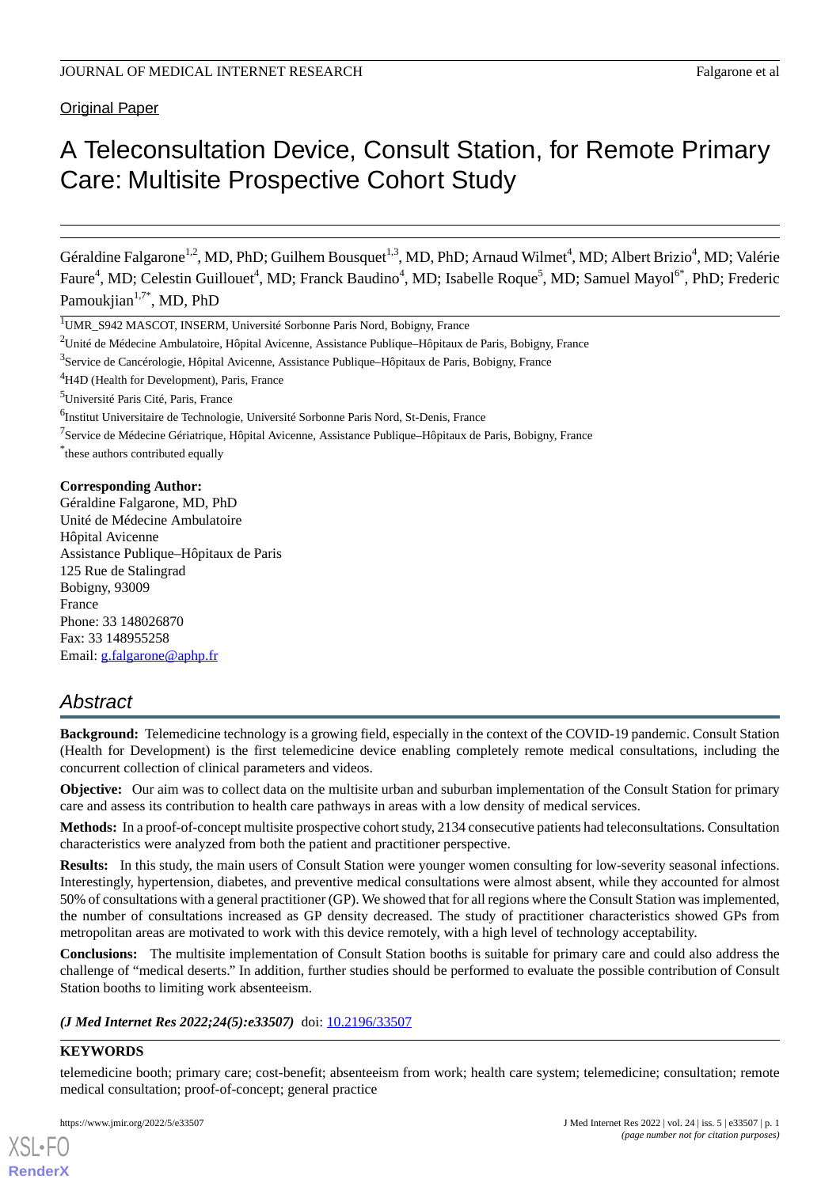Original Paper

# A Teleconsultation Device, Consult Station, for Remote Primary Care: Multisite Prospective Cohort Study

Géraldine Falgarone[1,2], MD, PhD; Guilhem Bousquet[1,3], MD, PhD; Arnaud Wilmet[4], MD; Albert Brizio[4], MD; Valérie Faure[4], MD; Celestin Guillouet[4], MD; Franck Baudino[4], MD; Isabelle Roque[5], MD; Samuel Mayol[6*], PhD; Frederic Pamoukjian[1,7*], MD, PhD

[1]UMR_S942 MASCOT, INSERM, Université Sorbonne Paris Nord, Bobigny, France

[2]Unité de Médecine Ambulatoire, Hôpital Avicenne, Assistance Publique–Hôpitaux de Paris, Bobigny, France

[3]Service de Cancérologie, Hôpital Avicenne, Assistance Publique–Hôpitaux de Paris, Bobigny, France

[4]H4D (Health for Development), Paris, France

[5]Université Paris Cité, Paris, France

[6]Institut Universitaire de Technologie, Université Sorbonne Paris Nord, St-Denis, France

[7]Service de Médecine Gériatrique, Hôpital Avicenne, Assistance Publique–Hôpitaux de Paris, Bobigny, France

[*]these authors contributed equally

**Corresponding Author:**
Géraldine Falgarone, MD, PhD
Unité de Médecine Ambulatoire
Hôpital Avicenne
Assistance Publique–Hôpitaux de Paris
125 Rue de Stalingrad
Bobigny, 93009
France
Phone: 33 148026870
Fax: 33 148955258
Email: g.falgarone@aphp.fr

## Abstract

**Background:** Telemedicine technology is a growing field, especially in the context of the COVID-19 pandemic. Consult Station (Health for Development) is the first telemedicine device enabling completely remote medical consultations, including the concurrent collection of clinical parameters and videos.

**Objective:** Our aim was to collect data on the multisite urban and suburban implementation of the Consult Station for primary care and assess its contribution to health care pathways in areas with a low density of medical services.

**Methods:** In a proof-of-concept multisite prospective cohort study, 2134 consecutive patients had teleconsultations. Consultation characteristics were analyzed from both the patient and practitioner perspective.

**Results:** In this study, the main users of Consult Station were younger women consulting for low-severity seasonal infections. Interestingly, hypertension, diabetes, and preventive medical consultations were almost absent, while they accounted for almost 50% of consultations with a general practitioner (GP). We showed that for all regions where the Consult Station was implemented, the number of consultations increased as GP density decreased. The study of practitioner characteristics showed GPs from metropolitan areas are motivated to work with this device remotely, with a high level of technology acceptability.

**Conclusions:** The multisite implementation of Consult Station booths is suitable for primary care and could also address the challenge of "medical deserts." In addition, further studies should be performed to evaluate the possible contribution of Consult Station booths to limiting work absenteeism.

***(J Med Internet Res 2022;24(5):e33507)*** doi: 10.2196/33507

**KEYWORDS**

telemedicine booth; primary care; cost-benefit; absenteeism from work; health care system; telemedicine; consultation; remote medical consultation; proof-of-concept; general practice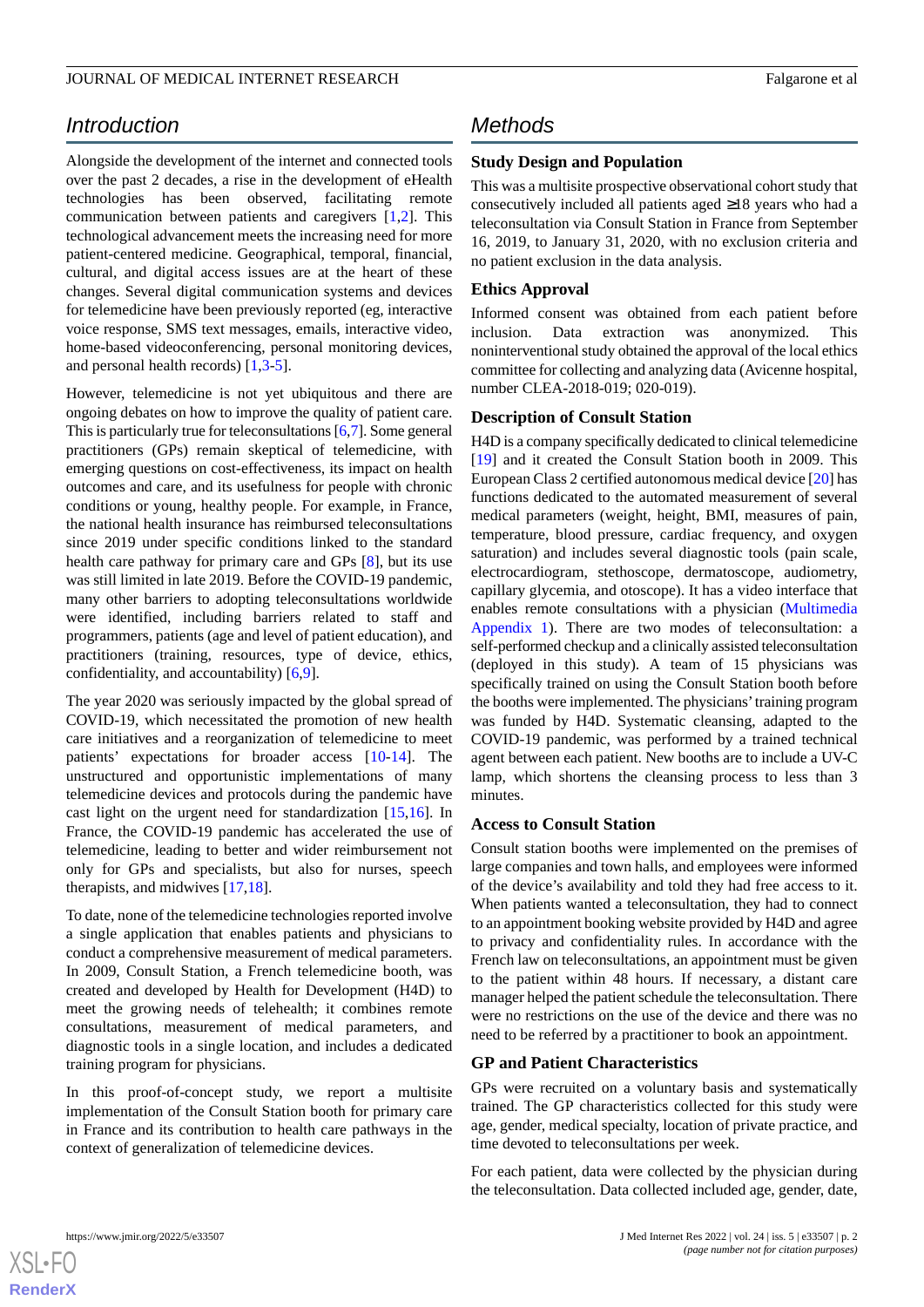## Introduction

Alongside the development of the internet and connected tools over the past 2 decades, a rise in the development of eHealth technologies has been observed, facilitating remote communication between patients and caregivers [1,2]. This technological advancement meets the increasing need for more patient-centered medicine. Geographical, temporal, financial, cultural, and digital access issues are at the heart of these changes. Several digital communication systems and devices for telemedicine have been previously reported (eg, interactive voice response, SMS text messages, emails, interactive video, home-based videoconferencing, personal monitoring devices, and personal health records) [1,3-5].

However, telemedicine is not yet ubiquitous and there are ongoing debates on how to improve the quality of patient care. This is particularly true for teleconsultations [6,7]. Some general practitioners (GPs) remain skeptical of telemedicine, with emerging questions on cost-effectiveness, its impact on health outcomes and care, and its usefulness for people with chronic conditions or young, healthy people. For example, in France, the national health insurance has reimbursed teleconsultations since 2019 under specific conditions linked to the standard health care pathway for primary care and GPs [8], but its use was still limited in late 2019. Before the COVID-19 pandemic, many other barriers to adopting teleconsultations worldwide were identified, including barriers related to staff and programmers, patients (age and level of patient education), and practitioners (training, resources, type of device, ethics, confidentiality, and accountability) [6,9].

The year 2020 was seriously impacted by the global spread of COVID-19, which necessitated the promotion of new health care initiatives and a reorganization of telemedicine to meet patients' expectations for broader access [10-14]. The unstructured and opportunistic implementations of many telemedicine devices and protocols during the pandemic have cast light on the urgent need for standardization [15,16]. In France, the COVID-19 pandemic has accelerated the use of telemedicine, leading to better and wider reimbursement not only for GPs and specialists, but also for nurses, speech therapists, and midwives [17,18].

To date, none of the telemedicine technologies reported involve a single application that enables patients and physicians to conduct a comprehensive measurement of medical parameters. In 2009, Consult Station, a French telemedicine booth, was created and developed by Health for Development (H4D) to meet the growing needs of telehealth; it combines remote consultations, measurement of medical parameters, and diagnostic tools in a single location, and includes a dedicated training program for physicians.

In this proof-of-concept study, we report a multisite implementation of the Consult Station booth for primary care in France and its contribution to health care pathways in the context of generalization of telemedicine devices.

## Methods

### Study Design and Population

This was a multisite prospective observational cohort study that consecutively included all patients aged ≥18 years who had a teleconsultation via Consult Station in France from September 16, 2019, to January 31, 2020, with no exclusion criteria and no patient exclusion in the data analysis.

### Ethics Approval

Informed consent was obtained from each patient before inclusion. Data extraction was anonymized. This noninterventional study obtained the approval of the local ethics committee for collecting and analyzing data (Avicenne hospital, number CLEA-2018-019; 020-019).

### Description of Consult Station

H4D is a company specifically dedicated to clinical telemedicine [19] and it created the Consult Station booth in 2009. This European Class 2 certified autonomous medical device [20] has functions dedicated to the automated measurement of several medical parameters (weight, height, BMI, measures of pain, temperature, blood pressure, cardiac frequency, and oxygen saturation) and includes several diagnostic tools (pain scale, electrocardiogram, stethoscope, dermatoscope, audiometry, capillary glycemia, and otoscope). It has a video interface that enables remote consultations with a physician (Multimedia Appendix 1). There are two modes of teleconsultation: a self-performed checkup and a clinically assisted teleconsultation (deployed in this study). A team of 15 physicians was specifically trained on using the Consult Station booth before the booths were implemented. The physicians' training program was funded by H4D. Systematic cleansing, adapted to the COVID-19 pandemic, was performed by a trained technical agent between each patient. New booths are to include a UV-C lamp, which shortens the cleansing process to less than 3 minutes.

### Access to Consult Station

Consult station booths were implemented on the premises of large companies and town halls, and employees were informed of the device's availability and told they had free access to it. When patients wanted a teleconsultation, they had to connect to an appointment booking website provided by H4D and agree to privacy and confidentiality rules. In accordance with the French law on teleconsultations, an appointment must be given to the patient within 48 hours. If necessary, a distant care manager helped the patient schedule the teleconsultation. There were no restrictions on the use of the device and there was no need to be referred by a practitioner to book an appointment.

### GP and Patient Characteristics

GPs were recruited on a voluntary basis and systematically trained. The GP characteristics collected for this study were age, gender, medical specialty, location of private practice, and time devoted to teleconsultations per week.

For each patient, data were collected by the physician during the teleconsultation. Data collected included age, gender, date,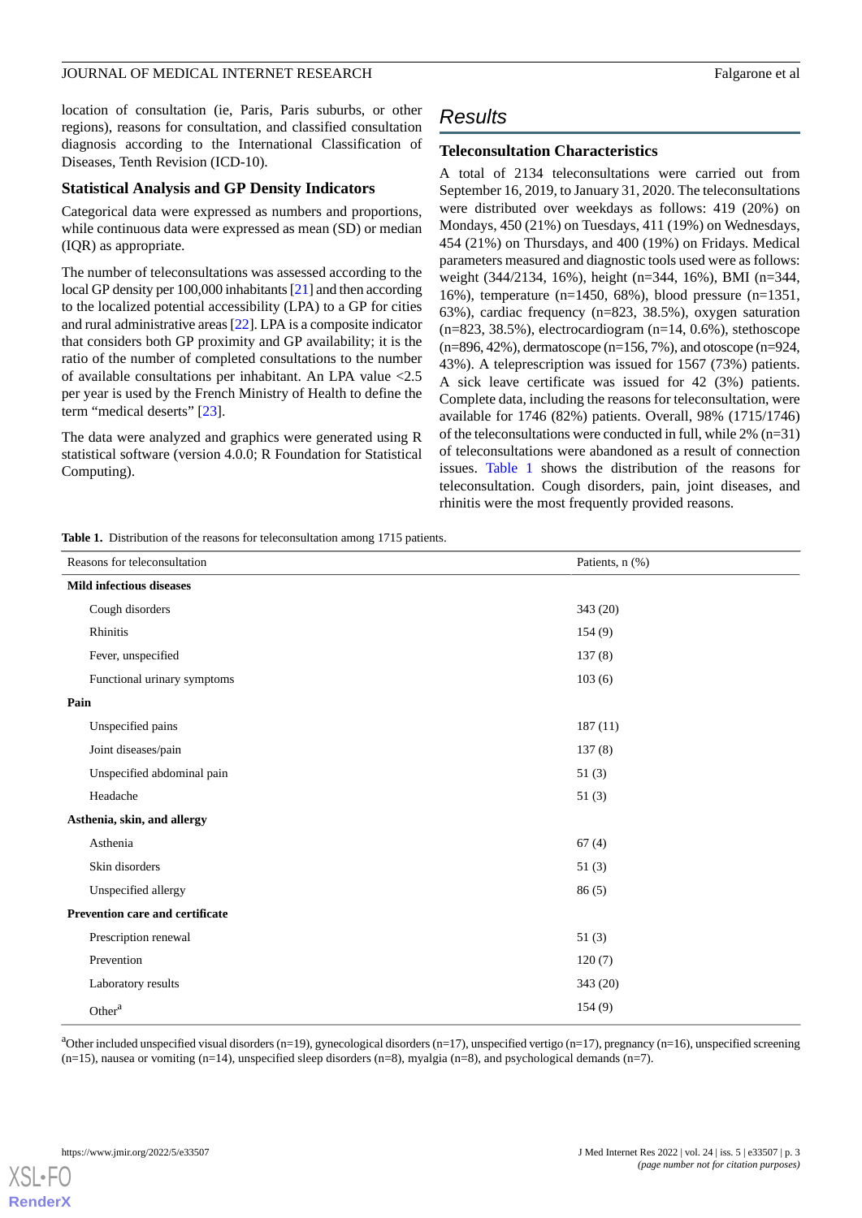location of consultation (ie, Paris, Paris suburbs, or other regions), reasons for consultation, and classified consultation diagnosis according to the International Classification of Diseases, Tenth Revision (ICD-10).

### Statistical Analysis and GP Density Indicators

Categorical data were expressed as numbers and proportions, while continuous data were expressed as mean (SD) or median (IQR) as appropriate.

The number of teleconsultations was assessed according to the local GP density per 100,000 inhabitants [21] and then according to the localized potential accessibility (LPA) to a GP for cities and rural administrative areas [22]. LPA is a composite indicator that considers both GP proximity and GP availability; it is the ratio of the number of completed consultations to the number of available consultations per inhabitant. An LPA value <2.5 per year is used by the French Ministry of Health to define the term "medical deserts" [23].

The data were analyzed and graphics were generated using R statistical software (version 4.0.0; R Foundation for Statistical Computing).

## Results

### Teleconsultation Characteristics

A total of 2134 teleconsultations were carried out from September 16, 2019, to January 31, 2020. The teleconsultations were distributed over weekdays as follows: 419 (20%) on Mondays, 450 (21%) on Tuesdays, 411 (19%) on Wednesdays, 454 (21%) on Thursdays, and 400 (19%) on Fridays. Medical parameters measured and diagnostic tools used were as follows: weight (344/2134, 16%), height (n=344, 16%), BMI (n=344, 16%), temperature (n=1450, 68%), blood pressure (n=1351, 63%), cardiac frequency (n=823, 38.5%), oxygen saturation (n=823, 38.5%), electrocardiogram (n=14, 0.6%), stethoscope (n=896, 42%), dermatoscope (n=156, 7%), and otoscope (n=924, 43%). A teleprescription was issued for 1567 (73%) patients. A sick leave certificate was issued for 42 (3%) patients. Complete data, including the reasons for teleconsultation, were available for 1746 (82%) patients. Overall, 98% (1715/1746) of the teleconsultations were conducted in full, while 2% (n=31) of teleconsultations were abandoned as a result of connection issues. Table 1 shows the distribution of the reasons for teleconsultation. Cough disorders, pain, joint diseases, and rhinitis were the most frequently provided reasons.

**Table 1.** Distribution of the reasons for teleconsultation among 1715 patients.

| Reasons for teleconsultation | Patients, n (%) |
|---|---|
| **Mild infectious diseases** | |
| Cough disorders | 343 (20) |
| Rhinitis | 154 (9) |
| Fever, unspecified | 137 (8) |
| Functional urinary symptoms | 103 (6) |
| **Pain** | |
| Unspecified pains | 187 (11) |
| Joint diseases/pain | 137 (8) |
| Unspecified abdominal pain | 51 (3) |
| Headache | 51 (3) |
| **Asthenia, skin, and allergy** | |
| Asthenia | 67 (4) |
| Skin disorders | 51 (3) |
| Unspecified allergy | 86 (5) |
| **Prevention care and certificate** | |
| Prescription renewal | 51 (3) |
| Prevention | 120 (7) |
| Laboratory results | 343 (20) |
| Other[a] | 154 (9) |

[a]Other included unspecified visual disorders (n=19), gynecological disorders (n=17), unspecified vertigo (n=17), pregnancy (n=16), unspecified screening (n=15), nausea or vomiting (n=14), unspecified sleep disorders (n=8), myalgia (n=8), and psychological demands (n=7).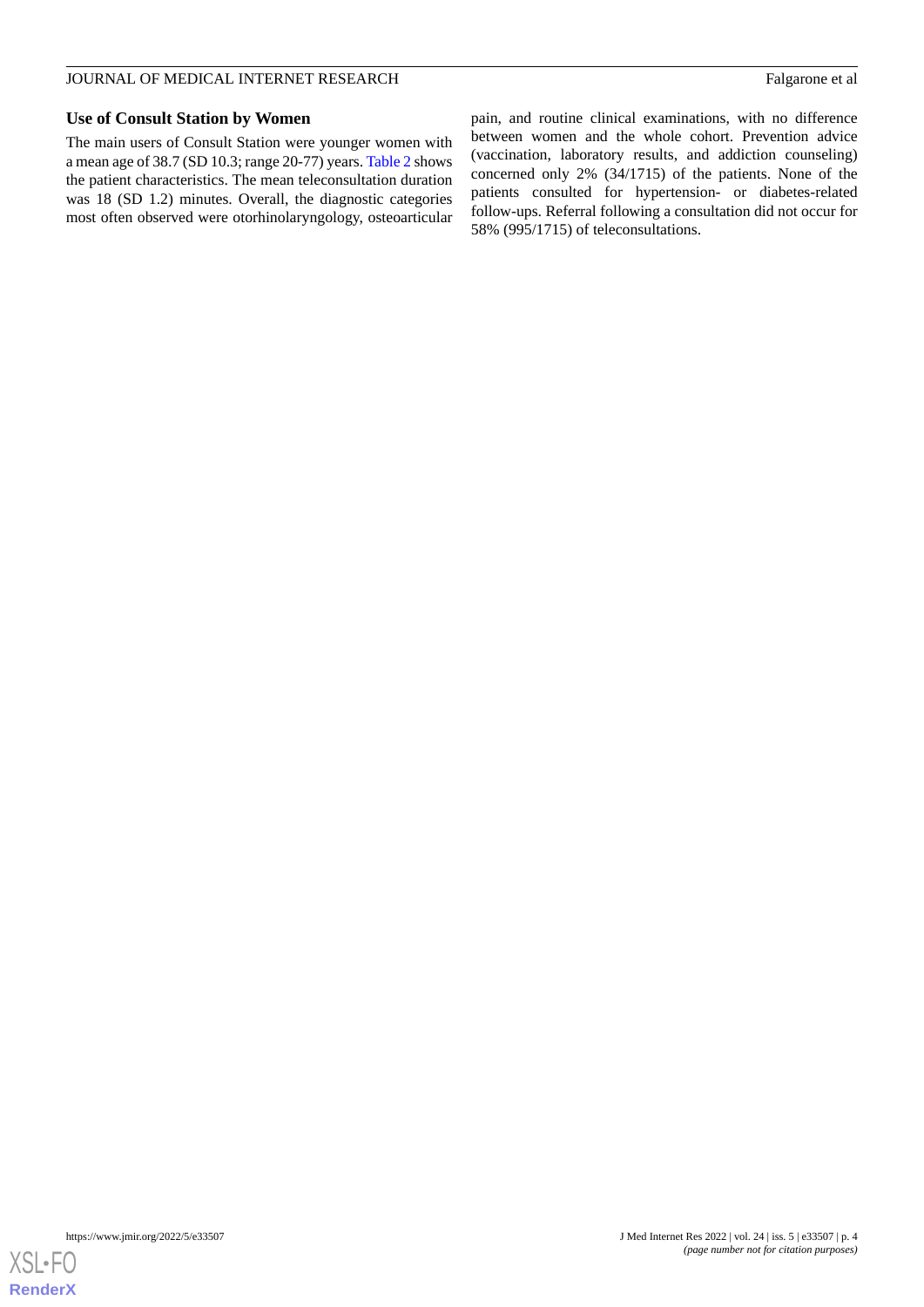### Use of Consult Station by Women

The main users of Consult Station were younger women with a mean age of 38.7 (SD 10.3; range 20-77) years. Table 2 shows the patient characteristics. The mean teleconsultation duration was 18 (SD 1.2) minutes. Overall, the diagnostic categories most often observed were otorhinolaryngology, osteoarticular pain, and routine clinical examinations, with no difference between women and the whole cohort. Prevention advice (vaccination, laboratory results, and addiction counseling) concerned only 2% (34/1715) of the patients. None of the patients consulted for hypertension- or diabetes-related follow-ups. Referral following a consultation did not occur for 58% (995/1715) of teleconsultations.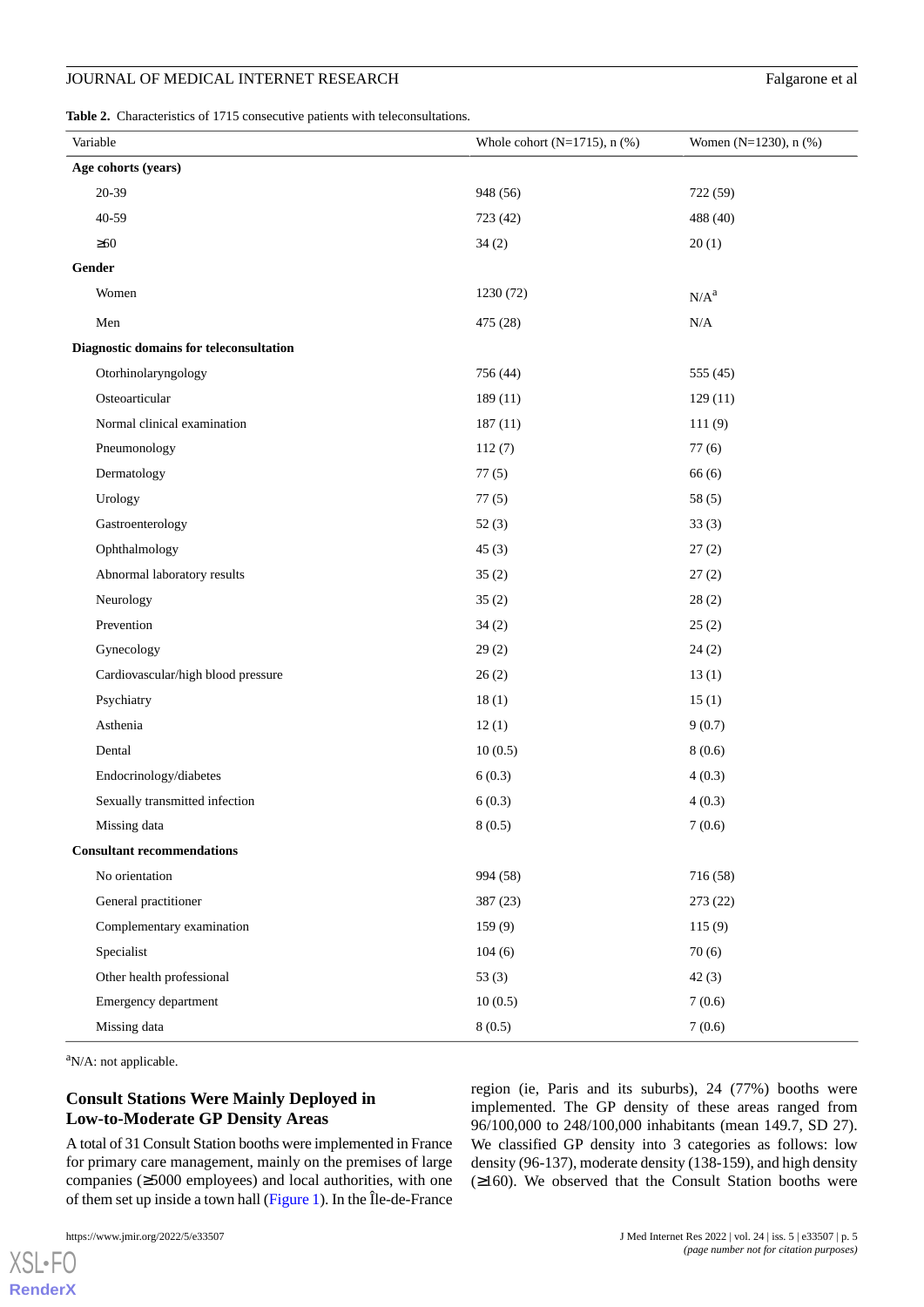**Table 2.** Characteristics of 1715 consecutive patients with teleconsultations.

| Variable | Whole cohort (N=1715), n (%) | Women (N=1230), n (%) |
|---|---|---|
| **Age cohorts (years)** | | |
| 20-39 | 948 (56) | 722 (59) |
| 40-59 | 723 (42) | 488 (40) |
| ≥60 | 34 (2) | 20 (1) |
| **Gender** | | |
| Women | 1230 (72) | N/A[a] |
| Men | 475 (28) | N/A |
| **Diagnostic domains for teleconsultation** | | |
| Otorhinolaryngology | 756 (44) | 555 (45) |
| Osteoarticular | 189 (11) | 129 (11) |
| Normal clinical examination | 187 (11) | 111 (9) |
| Pneumonology | 112 (7) | 77 (6) |
| Dermatology | 77 (5) | 66 (6) |
| Urology | 77 (5) | 58 (5) |
| Gastroenterology | 52 (3) | 33 (3) |
| Ophthalmology | 45 (3) | 27 (2) |
| Abnormal laboratory results | 35 (2) | 27 (2) |
| Neurology | 35 (2) | 28 (2) |
| Prevention | 34 (2) | 25 (2) |
| Gynecology | 29 (2) | 24 (2) |
| Cardiovascular/high blood pressure | 26 (2) | 13 (1) |
| Psychiatry | 18 (1) | 15 (1) |
| Asthenia | 12 (1) | 9 (0.7) |
| Dental | 10 (0.5) | 8 (0.6) |
| Endocrinology/diabetes | 6 (0.3) | 4 (0.3) |
| Sexually transmitted infection | 6 (0.3) | 4 (0.3) |
| Missing data | 8 (0.5) | 7 (0.6) |
| **Consultant recommendations** | | |
| No orientation | 994 (58) | 716 (58) |
| General practitioner | 387 (23) | 273 (22) |
| Complementary examination | 159 (9) | 115 (9) |
| Specialist | 104 (6) | 70 (6) |
| Other health professional | 53 (3) | 42 (3) |
| Emergency department | 10 (0.5) | 7 (0.6) |
| Missing data | 8 (0.5) | 7 (0.6) |

[a]N/A: not applicable.

### Consult Stations Were Mainly Deployed in Low-to-Moderate GP Density Areas

A total of 31 Consult Station booths were implemented in France for primary care management, mainly on the premises of large companies (≥5000 employees) and local authorities, with one of them set up inside a town hall (Figure 1). In the Île-de-France region (ie, Paris and its suburbs), 24 (77%) booths were implemented. The GP density of these areas ranged from 96/100,000 to 248/100,000 inhabitants (mean 149.7, SD 27). We classified GP density into 3 categories as follows: low density (96-137), moderate density (138-159), and high density (≥160). We observed that the Consult Station booths were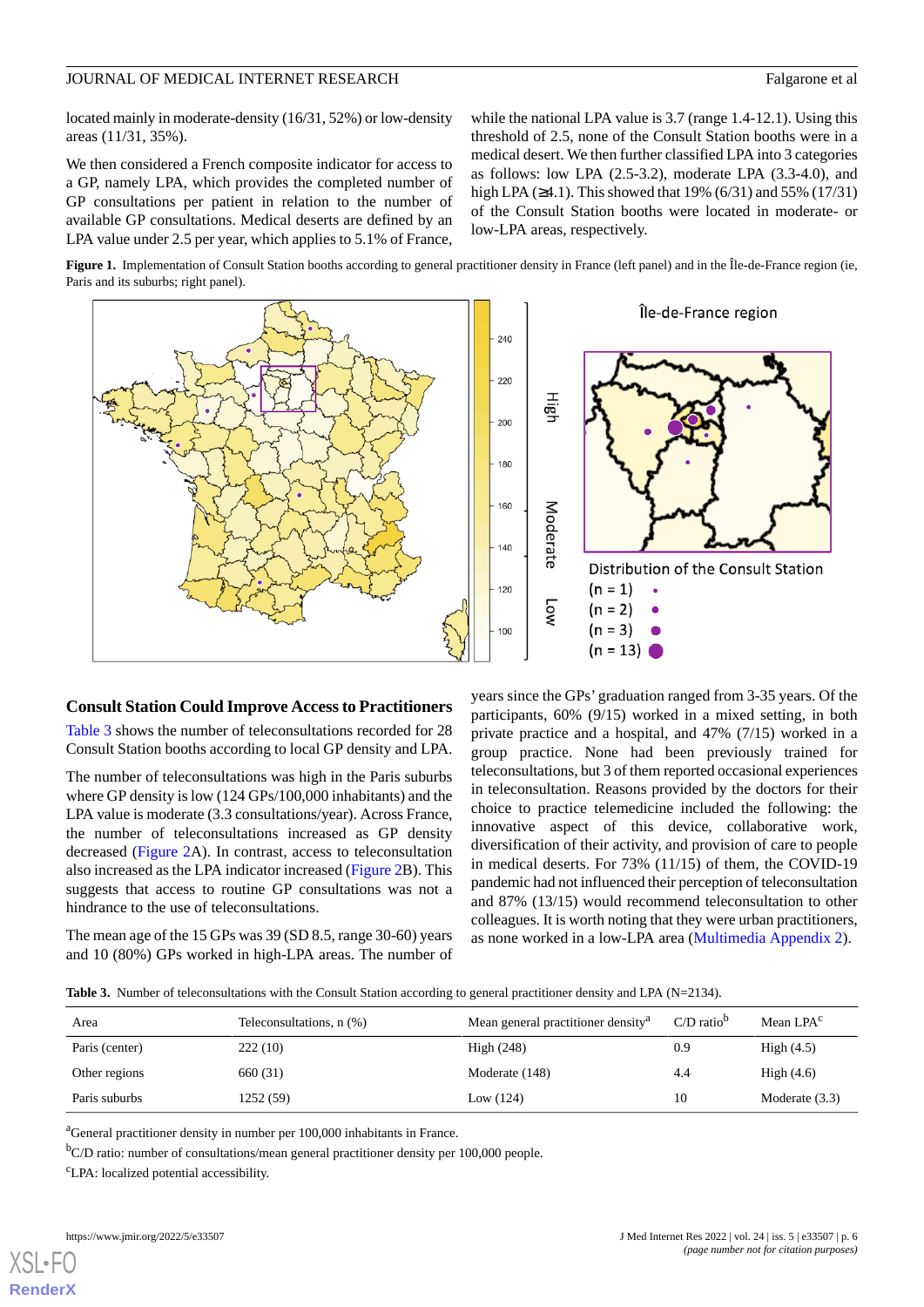located mainly in moderate-density (16/31, 52%) or low-density areas (11/31, 35%).

We then considered a French composite indicator for access to a GP, namely LPA, which provides the completed number of GP consultations per patient in relation to the number of available GP consultations. Medical deserts are defined by an LPA value under 2.5 per year, which applies to 5.1% of France, while the national LPA value is 3.7 (range 1.4-12.1). Using this threshold of 2.5, none of the Consult Station booths were in a medical desert. We then further classified LPA into 3 categories as follows: low LPA (2.5-3.2), moderate LPA (3.3-4.0), and high LPA (≥4.1). This showed that 19% (6/31) and 55% (17/31) of the Consult Station booths were located in moderate- or low-LPA areas, respectively.

**Figure 1.** Implementation of Consult Station booths according to general practitioner density in France (left panel) and in the Île-de-France region (ie, Paris and its suburbs; right panel).

## Consult Station Could Improve Access to Practitioners

Table 3 shows the number of teleconsultations recorded for 28 Consult Station booths according to local GP density and LPA.

The number of teleconsultations was high in the Paris suburbs where GP density is low (124 GPs/100,000 inhabitants) and the LPA value is moderate (3.3 consultations/year). Across France, the number of teleconsultations increased as GP density decreased (Figure 2A). In contrast, access to teleconsultation also increased as the LPA indicator increased (Figure 2B). This suggests that access to routine GP consultations was not a hindrance to the use of teleconsultations.

The mean age of the 15 GPs was 39 (SD 8.5, range 30-60) years and 10 (80%) GPs worked in high-LPA areas. The number of years since the GPs' graduation ranged from 3-35 years. Of the participants, 60% (9/15) worked in a mixed setting, in both private practice and a hospital, and 47% (7/15) worked in a group practice. None had been previously trained for teleconsultations, but 3 of them reported occasional experiences in teleconsultation. Reasons provided by the doctors for their choice to practice telemedicine included the following: the innovative aspect of this device, collaborative work, diversification of their activity, and provision of care to people in medical deserts. For 73% (11/15) of them, the COVID-19 pandemic had not influenced their perception of teleconsultation and 87% (13/15) would recommend teleconsultation to other colleagues. It is worth noting that they were urban practitioners, as none worked in a low-LPA area (Multimedia Appendix 2).

**Table 3.** Number of teleconsultations with the Consult Station according to general practitioner density and LPA (N=2134).

| Area | Teleconsultations, n (%) | Mean general practitioner density[a] | C/D ratio[b] | Mean LPA[c] |
|---|---|---|---|---|
| Paris (center) | 222 (10) | High (248) | 0.9 | High (4.5) |
| Other regions | 660 (31) | Moderate (148) | 4.4 | High (4.6) |
| Paris suburbs | 1252 (59) | Low (124) | 10 | Moderate (3.3) |

[a]General practitioner density in number per 100,000 inhabitants in France.

[b]C/D ratio: number of consultations/mean general practitioner density per 100,000 people.

[c]LPA: localized potential accessibility.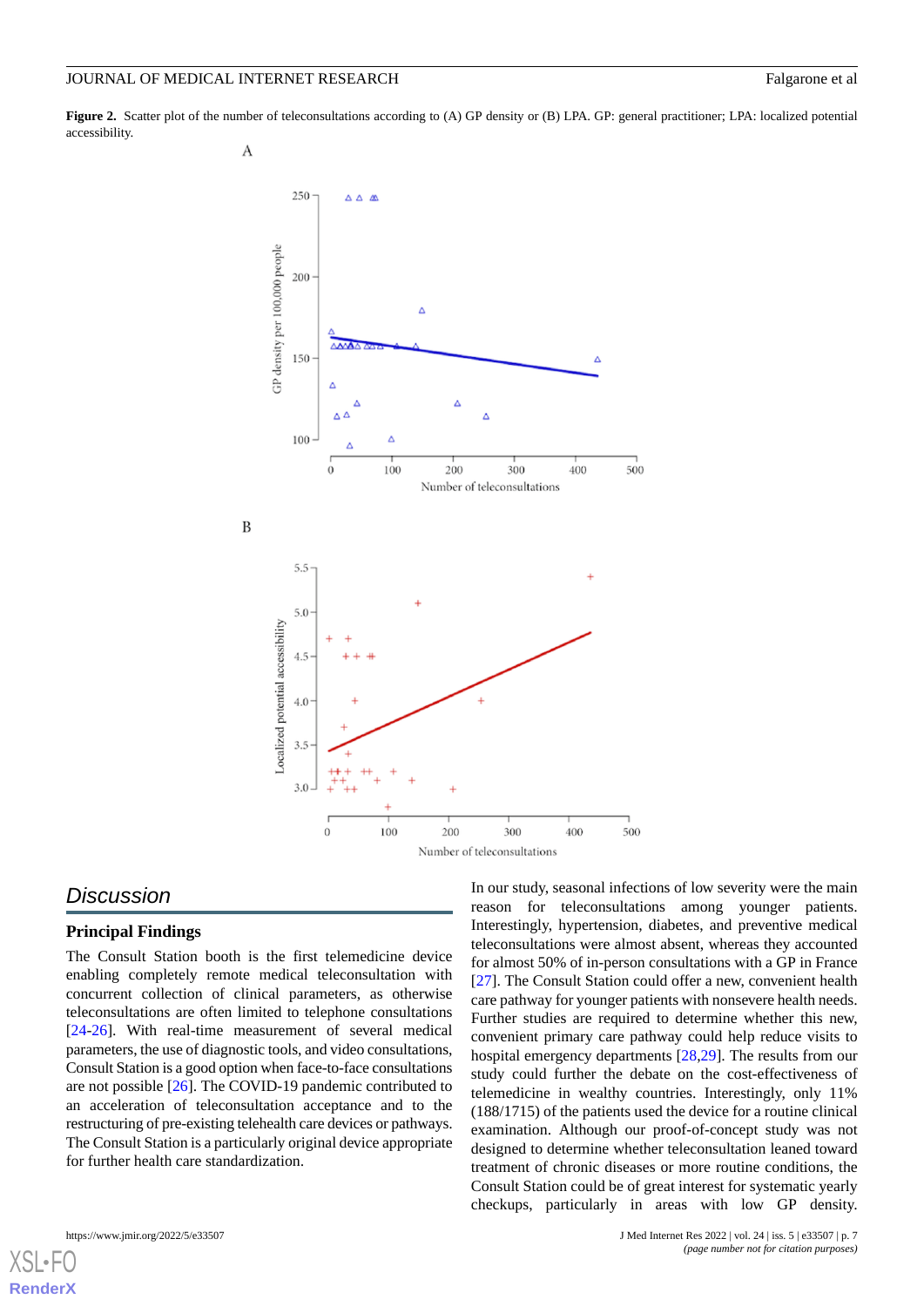**Figure 2.** Scatter plot of the number of teleconsultations according to (A) GP density or (B) LPA. GP: general practitioner; LPA: localized potential accessibility.

## Discussion

### Principal Findings

The Consult Station booth is the first telemedicine device enabling completely remote medical teleconsultation with concurrent collection of clinical parameters, as otherwise teleconsultations are often limited to telephone consultations [24-26]. With real-time measurement of several medical parameters, the use of diagnostic tools, and video consultations, Consult Station is a good option when face-to-face consultations are not possible [26]. The COVID-19 pandemic contributed to an acceleration of teleconsultation acceptance and to the restructuring of pre-existing telehealth care devices or pathways. The Consult Station is a particularly original device appropriate for further health care standardization.

In our study, seasonal infections of low severity were the main reason for teleconsultations among younger patients. Interestingly, hypertension, diabetes, and preventive medical teleconsultations were almost absent, whereas they accounted for almost 50% of in-person consultations with a GP in France [27]. The Consult Station could offer a new, convenient health care pathway for younger patients with nonsevere health needs. Further studies are required to determine whether this new, convenient primary care pathway could help reduce visits to hospital emergency departments [28,29]. The results from our study could further the debate on the cost-effectiveness of telemedicine in wealthy countries. Interestingly, only 11% (188/1715) of the patients used the device for a routine clinical examination. Although our proof-of-concept study was not designed to determine whether teleconsultation leaned toward treatment of chronic diseases or more routine conditions, the Consult Station could be of great interest for systematic yearly checkups, particularly in areas with low GP density.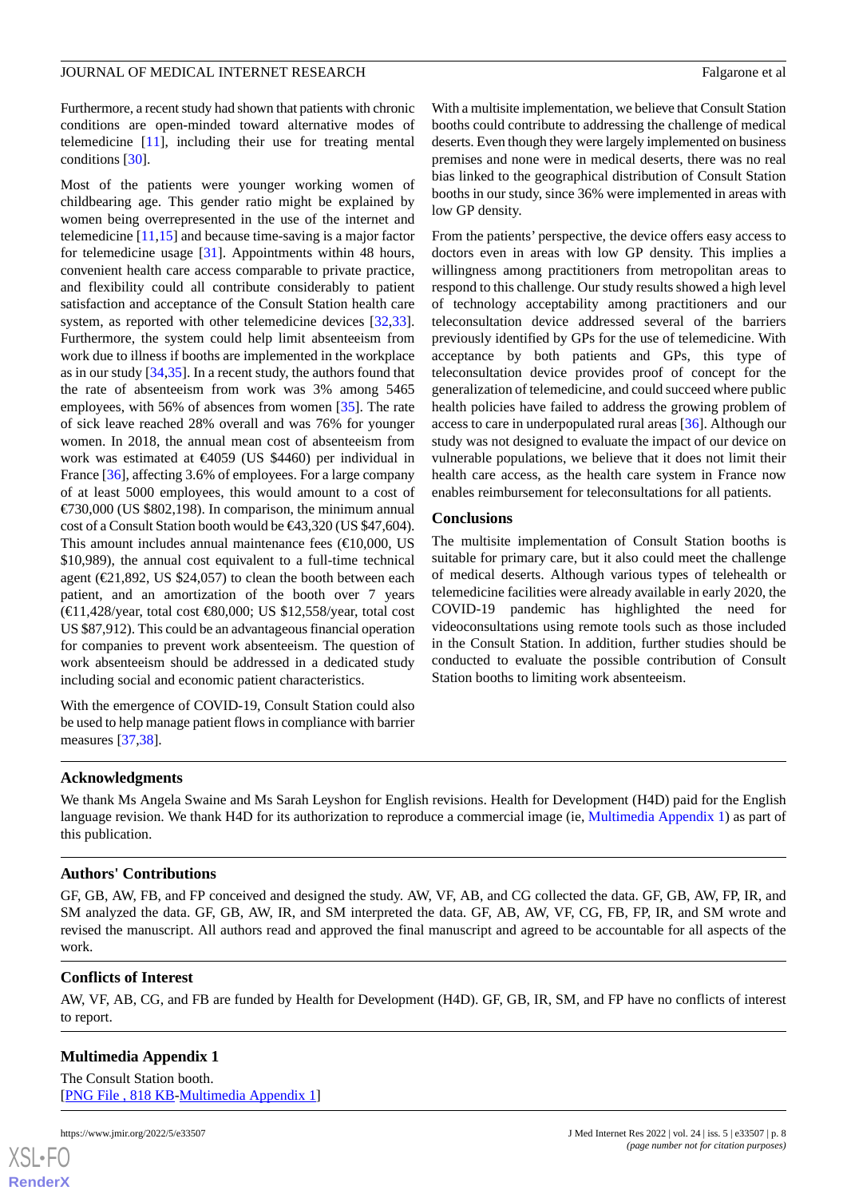Furthermore, a recent study had shown that patients with chronic conditions are open-minded toward alternative modes of telemedicine [11], including their use for treating mental conditions [30].

Most of the patients were younger working women of childbearing age. This gender ratio might be explained by women being overrepresented in the use of the internet and telemedicine [11,15] and because time-saving is a major factor for telemedicine usage [31]. Appointments within 48 hours, convenient health care access comparable to private practice, and flexibility could all contribute considerably to patient satisfaction and acceptance of the Consult Station health care system, as reported with other telemedicine devices [32,33]. Furthermore, the system could help limit absenteeism from work due to illness if booths are implemented in the workplace as in our study [34,35]. In a recent study, the authors found that the rate of absenteeism from work was 3% among 5465 employees, with 56% of absences from women [35]. The rate of sick leave reached 28% overall and was 76% for younger women. In 2018, the annual mean cost of absenteeism from work was estimated at €4059 (US $4460) per individual in France [36], affecting 3.6% of employees. For a large company of at least 5000 employees, this would amount to a cost of €730,000 (US $802,198). In comparison, the minimum annual cost of a Consult Station booth would be €43,320 (US $47,604). This amount includes annual maintenance fees (€10,000, US $10,989), the annual cost equivalent to a full-time technical agent (€21,892, US $24,057) to clean the booth between each patient, and an amortization of the booth over 7 years (€11,428/year, total cost €80,000; US $12,558/year, total cost US $87,912). This could be an advantageous financial operation for companies to prevent work absenteeism. The question of work absenteeism should be addressed in a dedicated study including social and economic patient characteristics.

With the emergence of COVID-19, Consult Station could also be used to help manage patient flows in compliance with barrier measures [37,38].

With a multisite implementation, we believe that Consult Station booths could contribute to addressing the challenge of medical deserts. Even though they were largely implemented on business premises and none were in medical deserts, there was no real bias linked to the geographical distribution of Consult Station booths in our study, since 36% were implemented in areas with low GP density.

From the patients' perspective, the device offers easy access to doctors even in areas with low GP density. This implies a willingness among practitioners from metropolitan areas to respond to this challenge. Our study results showed a high level of technology acceptability among practitioners and our teleconsultation device addressed several of the barriers previously identified by GPs for the use of telemedicine. With acceptance by both patients and GPs, this type of teleconsultation device provides proof of concept for the generalization of telemedicine, and could succeed where public health policies have failed to address the growing problem of access to care in underpopulated rural areas [36]. Although our study was not designed to evaluate the impact of our device on vulnerable populations, we believe that it does not limit their health care access, as the health care system in France now enables reimbursement for teleconsultations for all patients.

## Conclusions

The multisite implementation of Consult Station booths is suitable for primary care, but it also could meet the challenge of medical deserts. Although various types of telehealth or telemedicine facilities were already available in early 2020, the COVID-19 pandemic has highlighted the need for videoconsultations using remote tools such as those included in the Consult Station. In addition, further studies should be conducted to evaluate the possible contribution of Consult Station booths to limiting work absenteeism.

## Acknowledgments

We thank Ms Angela Swaine and Ms Sarah Leyshon for English revisions. Health for Development (H4D) paid for the English language revision. We thank H4D for its authorization to reproduce a commercial image (ie, Multimedia Appendix 1) as part of this publication.

## Authors' Contributions

GF, GB, AW, FB, and FP conceived and designed the study. AW, VF, AB, and CG collected the data. GF, GB, AW, FP, IR, and SM analyzed the data. GF, GB, AW, IR, and SM interpreted the data. GF, AB, AW, VF, CG, FB, FP, IR, and SM wrote and revised the manuscript. All authors read and approved the final manuscript and agreed to be accountable for all aspects of the work.

## Conflicts of Interest

AW, VF, AB, CG, and FB are funded by Health for Development (H4D). GF, GB, IR, SM, and FP have no conflicts of interest to report.

## Multimedia Appendix 1

The Consult Station booth.
[PNG File , 818 KB-Multimedia Appendix 1]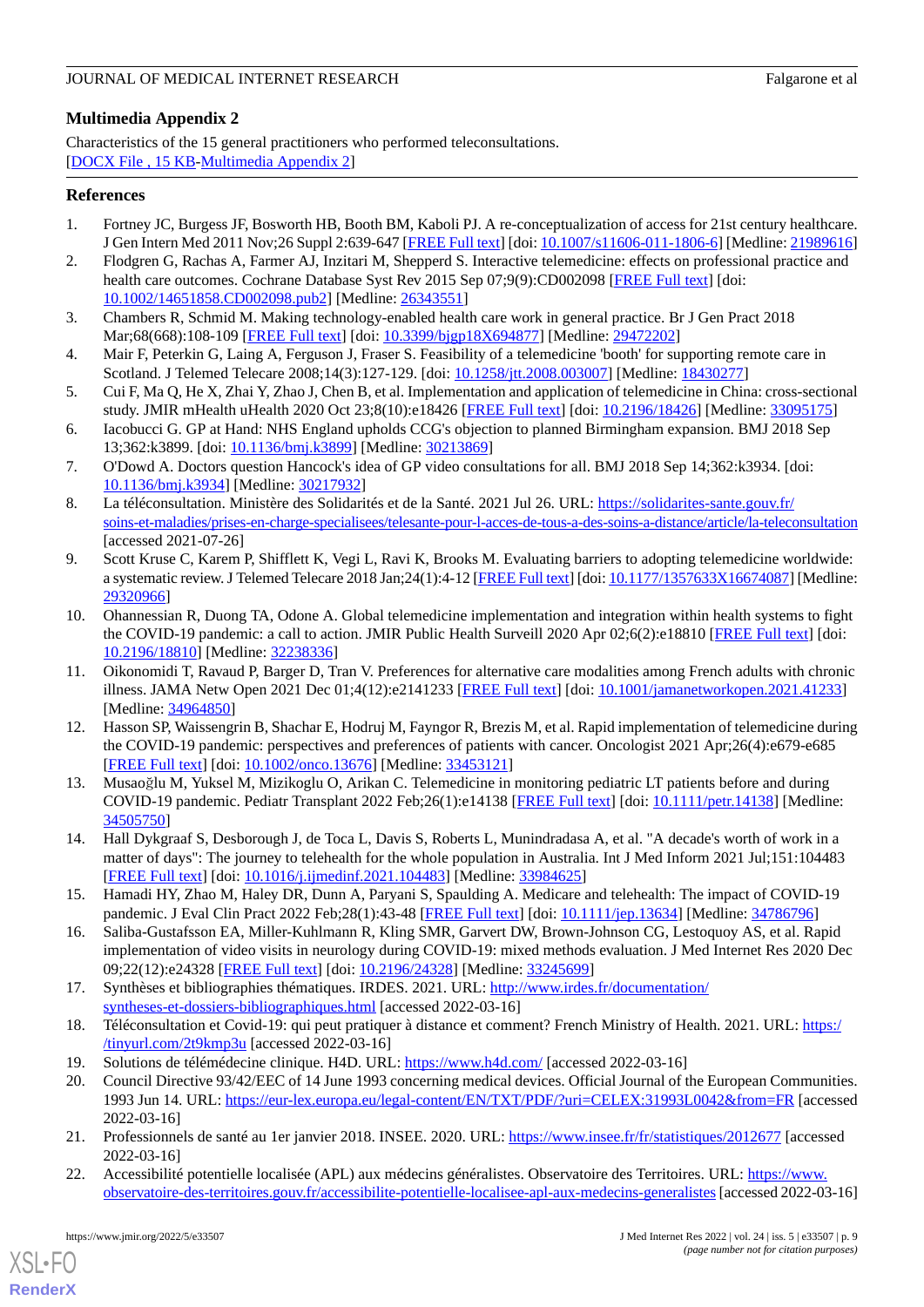## Multimedia Appendix 2

Characteristics of the 15 general practitioners who performed teleconsultations.
[DOCX File , 15 KB-Multimedia Appendix 2]

## References

1. Fortney JC, Burgess JF, Bosworth HB, Booth BM, Kaboli PJ. A re-conceptualization of access for 21st century healthcare. J Gen Intern Med 2011 Nov;26 Suppl 2:639-647 [FREE Full text] [doi: 10.1007/s11606-011-1806-6] [Medline: 21989616]
2. Flodgren G, Rachas A, Farmer AJ, Inzitari M, Shepperd S. Interactive telemedicine: effects on professional practice and health care outcomes. Cochrane Database Syst Rev 2015 Sep 07;9(9):CD002098 [FREE Full text] [doi: 10.1002/14651858.CD002098.pub2] [Medline: 26343551]
3. Chambers R, Schmid M. Making technology-enabled health care work in general practice. Br J Gen Pract 2018 Mar;68(668):108-109 [FREE Full text] [doi: 10.3399/bjgp18X694877] [Medline: 29472202]
4. Mair F, Peterkin G, Laing A, Ferguson J, Fraser S. Feasibility of a telemedicine 'booth' for supporting remote care in Scotland. J Telemed Telecare 2008;14(3):127-129. [doi: 10.1258/jtt.2008.003007] [Medline: 18430277]
5. Cui F, Ma Q, He X, Zhai Y, Zhao J, Chen B, et al. Implementation and application of telemedicine in China: cross-sectional study. JMIR mHealth uHealth 2020 Oct 23;8(10):e18426 [FREE Full text] [doi: 10.2196/18426] [Medline: 33095175]
6. Iacobucci G. GP at Hand: NHS England upholds CCG's objection to planned Birmingham expansion. BMJ 2018 Sep 13;362:k3899. [doi: 10.1136/bmj.k3899] [Medline: 30213869]
7. O'Dowd A. Doctors question Hancock's idea of GP video consultations for all. BMJ 2018 Sep 14;362:k3934. [doi: 10.1136/bmj.k3934] [Medline: 30217932]
8. La téléconsultation. Ministère des Solidarités et de la Santé. 2021 Jul 26. URL: https://solidarites-sante.gouv.fr/soins-et-maladies/prises-en-charge-specialisees/telesante-pour-l-acces-de-tous-a-des-soins-a-distance/article/la-teleconsultation [accessed 2021-07-26]
9. Scott Kruse C, Karem P, Shifflett K, Vegi L, Ravi K, Brooks M. Evaluating barriers to adopting telemedicine worldwide: a systematic review. J Telemed Telecare 2018 Jan;24(1):4-12 [FREE Full text] [doi: 10.1177/1357633X16674087] [Medline: 29320966]
10. Ohannessian R, Duong TA, Odone A. Global telemedicine implementation and integration within health systems to fight the COVID-19 pandemic: a call to action. JMIR Public Health Surveill 2020 Apr 02;6(2):e18810 [FREE Full text] [doi: 10.2196/18810] [Medline: 32238336]
11. Oikonomidi T, Ravaud P, Barger D, Tran V. Preferences for alternative care modalities among French adults with chronic illness. JAMA Netw Open 2021 Dec 01;4(12):e2141233 [FREE Full text] [doi: 10.1001/jamanetworkopen.2021.41233] [Medline: 34964850]
12. Hasson SP, Waissengrin B, Shachar E, Hodruj M, Fayngor R, Brezis M, et al. Rapid implementation of telemedicine during the COVID-19 pandemic: perspectives and preferences of patients with cancer. Oncologist 2021 Apr;26(4):e679-e685 [FREE Full text] [doi: 10.1002/onco.13676] [Medline: 33453121]
13. Musaoğlu M, Yuksel M, Mizikoglu O, Arikan C. Telemedicine in monitoring pediatric LT patients before and during COVID-19 pandemic. Pediatr Transplant 2022 Feb;26(1):e14138 [FREE Full text] [doi: 10.1111/petr.14138] [Medline: 34505750]
14. Hall Dykgraaf S, Desborough J, de Toca L, Davis S, Roberts L, Munindradasa A, et al. "A decade's worth of work in a matter of days": The journey to telehealth for the whole population in Australia. Int J Med Inform 2021 Jul;151:104483 [FREE Full text] [doi: 10.1016/j.ijmedinf.2021.104483] [Medline: 33984625]
15. Hamadi HY, Zhao M, Haley DR, Dunn A, Paryani S, Spaulding A. Medicare and telehealth: The impact of COVID-19 pandemic. J Eval Clin Pract 2022 Feb;28(1):43-48 [FREE Full text] [doi: 10.1111/jep.13634] [Medline: 34786796]
16. Saliba-Gustafsson EA, Miller-Kuhlmann R, Kling SMR, Garvert DW, Brown-Johnson CG, Lestoquoy AS, et al. Rapid implementation of video visits in neurology during COVID-19: mixed methods evaluation. J Med Internet Res 2020 Dec 09;22(12):e24328 [FREE Full text] [doi: 10.2196/24328] [Medline: 33245699]
17. Synthèses et bibliographies thématiques. IRDES. 2021. URL: http://www.irdes.fr/documentation/syntheses-et-dossiers-bibliographiques.html [accessed 2022-03-16]
18. Téléconsultation et Covid-19: qui peut pratiquer à distance et comment? French Ministry of Health. 2021. URL: https://tinyurl.com/2t9kmp3u [accessed 2022-03-16]
19. Solutions de télémédecine clinique. H4D. URL: https://www.h4d.com/ [accessed 2022-03-16]
20. Council Directive 93/42/EEC of 14 June 1993 concerning medical devices. Official Journal of the European Communities. 1993 Jun 14. URL: https://eur-lex.europa.eu/legal-content/EN/TXT/PDF/?uri=CELEX:31993L0042&from=FR [accessed 2022-03-16]
21. Professionnels de santé au 1er janvier 2018. INSEE. 2020. URL: https://www.insee.fr/fr/statistiques/2012677 [accessed 2022-03-16]
22. Accessibilité potentielle localisée (APL) aux médecins généralistes. Observatoire des Territoires. URL: https://www.observatoire-des-territoires.gouv.fr/accessibilite-potentielle-localisee-apl-aux-medecins-generalistes [accessed 2022-03-16]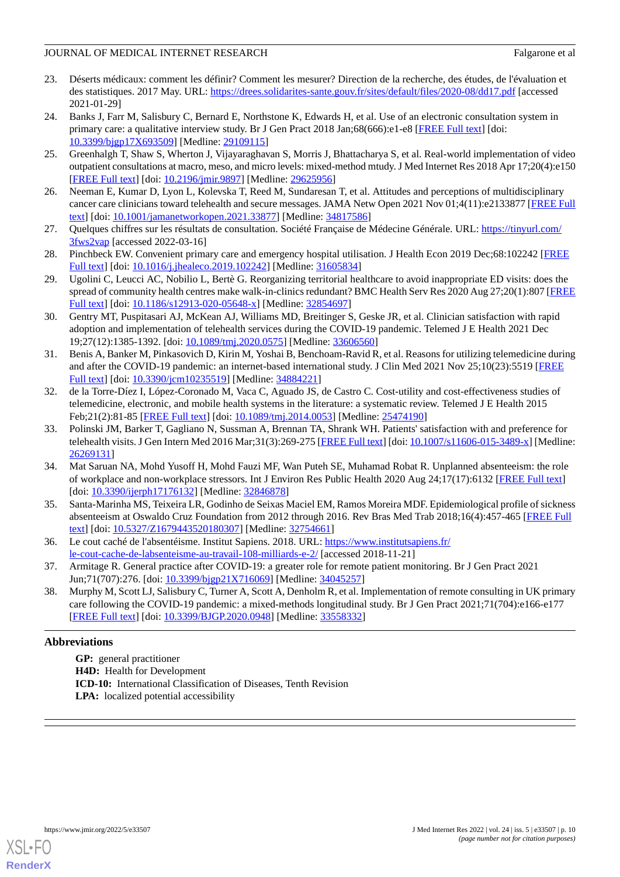23. Déserts médicaux: comment les définir? Comment les mesurer? Direction de la recherche, des études, de l'évaluation et des statistiques. 2017 May. URL: https://drees.solidarites-sante.gouv.fr/sites/default/files/2020-08/dd17.pdf [accessed 2021-01-29]
24. Banks J, Farr M, Salisbury C, Bernard E, Northstone K, Edwards H, et al. Use of an electronic consultation system in primary care: a qualitative interview study. Br J Gen Pract 2018 Jan;68(666):e1-e8 [FREE Full text] [doi: 10.3399/bjgp17X693509] [Medline: 29109115]
25. Greenhalgh T, Shaw S, Wherton J, Vijayaraghavan S, Morris J, Bhattacharya S, et al. Real-world implementation of video outpatient consultations at macro, meso, and micro levels: mixed-method mtudy. J Med Internet Res 2018 Apr 17;20(4):e150 [FREE Full text] [doi: 10.2196/jmir.9897] [Medline: 29625956]
26. Neeman E, Kumar D, Lyon L, Kolevska T, Reed M, Sundaresan T, et al. Attitudes and perceptions of multidisciplinary cancer care clinicians toward telehealth and secure messages. JAMA Netw Open 2021 Nov 01;4(11):e2133877 [FREE Full text] [doi: 10.1001/jamanetworkopen.2021.33877] [Medline: 34817586]
27. Quelques chiffres sur les résultats de consultation. Société Française de Médecine Générale. URL: https://tinyurl.com/3fws2vap [accessed 2022-03-16]
28. Pinchbeck EW. Convenient primary care and emergency hospital utilisation. J Health Econ 2019 Dec;68:102242 [FREE Full text] [doi: 10.1016/j.jhealeco.2019.102242] [Medline: 31605834]
29. Ugolini C, Leucci AC, Nobilio L, Bertè G. Reorganizing territorial healthcare to avoid inappropriate ED visits: does the spread of community health centres make walk-in-clinics redundant? BMC Health Serv Res 2020 Aug 27;20(1):807 [FREE Full text] [doi: 10.1186/s12913-020-05648-x] [Medline: 32854697]
30. Gentry MT, Puspitasari AJ, McKean AJ, Williams MD, Breitinger S, Geske JR, et al. Clinician satisfaction with rapid adoption and implementation of telehealth services during the COVID-19 pandemic. Telemed J E Health 2021 Dec 19;27(12):1385-1392. [doi: 10.1089/tmj.2020.0575] [Medline: 33606560]
31. Benis A, Banker M, Pinkasovich D, Kirin M, Yoshai B, Benchoam-Ravid R, et al. Reasons for utilizing telemedicine during and after the COVID-19 pandemic: an internet-based international study. J Clin Med 2021 Nov 25;10(23):5519 [FREE Full text] [doi: 10.3390/jcm10235519] [Medline: 34884221]
32. de la Torre-Díez I, López-Coronado M, Vaca C, Aguado JS, de Castro C. Cost-utility and cost-effectiveness studies of telemedicine, electronic, and mobile health systems in the literature: a systematic review. Telemed J E Health 2015 Feb;21(2):81-85 [FREE Full text] [doi: 10.1089/tmj.2014.0053] [Medline: 25474190]
33. Polinski JM, Barker T, Gagliano N, Sussman A, Brennan TA, Shrank WH. Patients' satisfaction with and preference for telehealth visits. J Gen Intern Med 2016 Mar;31(3):269-275 [FREE Full text] [doi: 10.1007/s11606-015-3489-x] [Medline: 26269131]
34. Mat Saruan NA, Mohd Yusoff H, Mohd Fauzi MF, Wan Puteh SE, Muhamad Robat R. Unplanned absenteeism: the role of workplace and non-workplace stressors. Int J Environ Res Public Health 2020 Aug 24;17(17):6132 [FREE Full text] [doi: 10.3390/ijerph17176132] [Medline: 32846878]
35. Santa-Marinha MS, Teixeira LR, Godinho de Seixas Maciel EM, Ramos Moreira MDF. Epidemiological profile of sickness absenteeism at Oswaldo Cruz Foundation from 2012 through 2016. Rev Bras Med Trab 2018;16(4):457-465 [FREE Full text] [doi: 10.5327/Z1679443520180307] [Medline: 32754661]
36. Le cout caché de l'absentéisme. Institut Sapiens. 2018. URL: https://www.institutsapiens.fr/le-cout-cache-de-labsenteisme-au-travail-108-milliards-e-2/ [accessed 2018-11-21]
37. Armitage R. General practice after COVID-19: a greater role for remote patient monitoring. Br J Gen Pract 2021 Jun;71(707):276. [doi: 10.3399/bjgp21X716069] [Medline: 34045257]
38. Murphy M, Scott LJ, Salisbury C, Turner A, Scott A, Denholm R, et al. Implementation of remote consulting in UK primary care following the COVID-19 pandemic: a mixed-methods longitudinal study. Br J Gen Pract 2021;71(704):e166-e177 [FREE Full text] [doi: 10.3399/BJGP.2020.0948] [Medline: 33558332]

## Abbreviations

**GP:** general practitioner
**H4D:** Health for Development
**ICD-10:** International Classification of Diseases, Tenth Revision
**LPA:** localized potential accessibility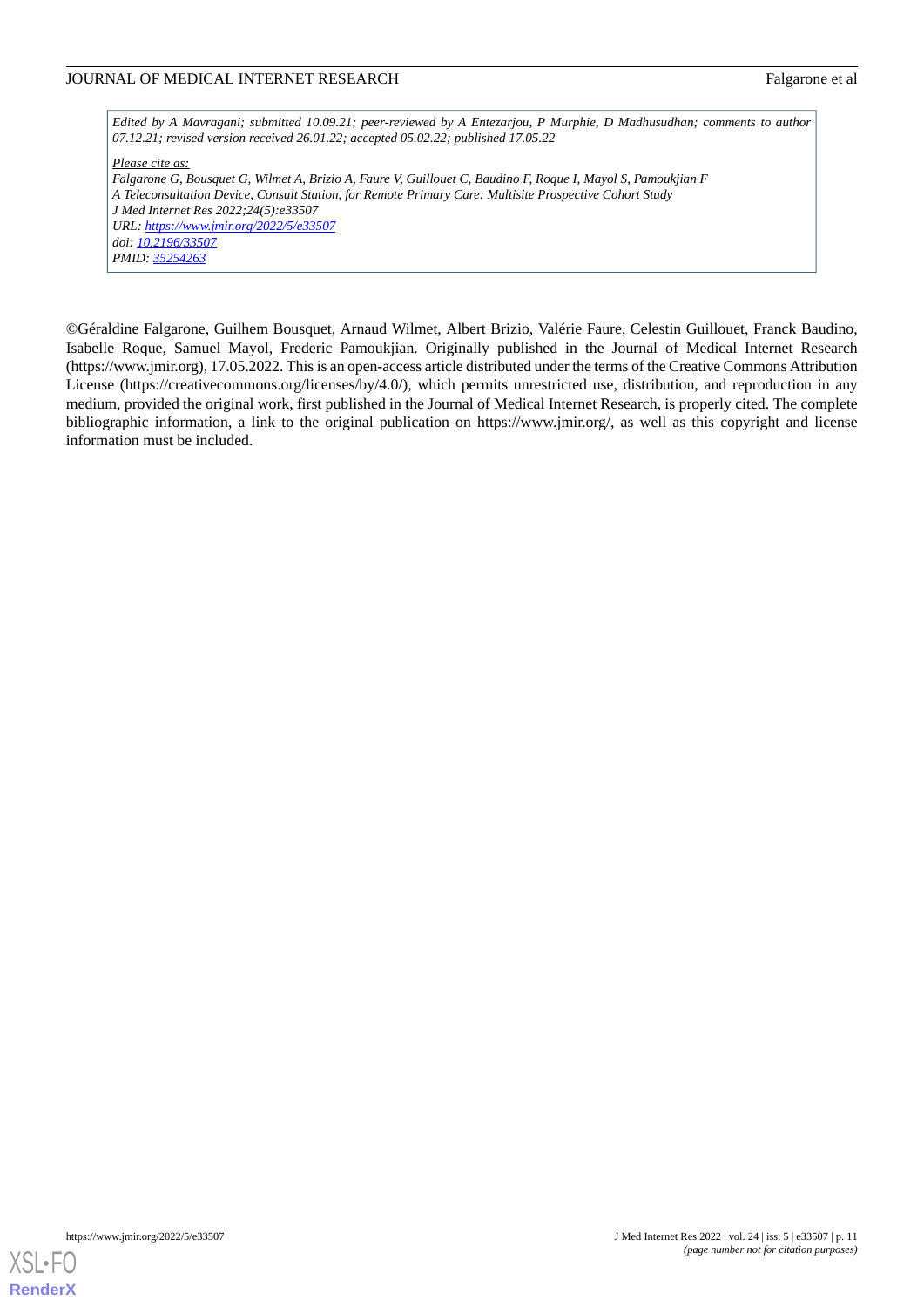*Edited by A Mavragani; submitted 10.09.21; peer-reviewed by A Entezarjou, P Murphie, D Madhusudhan; comments to author 07.12.21; revised version received 26.01.22; accepted 05.02.22; published 17.05.22*

*Please cite as:*
*Falgarone G, Bousquet G, Wilmet A, Brizio A, Faure V, Guillouet C, Baudino F, Roque I, Mayol S, Pamoukjian F*
*A Teleconsultation Device, Consult Station, for Remote Primary Care: Multisite Prospective Cohort Study*
*J Med Internet Res 2022;24(5):e33507*
*URL: https://www.jmir.org/2022/5/e33507*
*doi: 10.2196/33507*
*PMID: 35254263*

©Géraldine Falgarone, Guilhem Bousquet, Arnaud Wilmet, Albert Brizio, Valérie Faure, Celestin Guillouet, Franck Baudino, Isabelle Roque, Samuel Mayol, Frederic Pamoukjian. Originally published in the Journal of Medical Internet Research (https://www.jmir.org), 17.05.2022. This is an open-access article distributed under the terms of the Creative Commons Attribution License (https://creativecommons.org/licenses/by/4.0/), which permits unrestricted use, distribution, and reproduction in any medium, provided the original work, first published in the Journal of Medical Internet Research, is properly cited. The complete bibliographic information, a link to the original publication on https://www.jmir.org/, as well as this copyright and license information must be included.